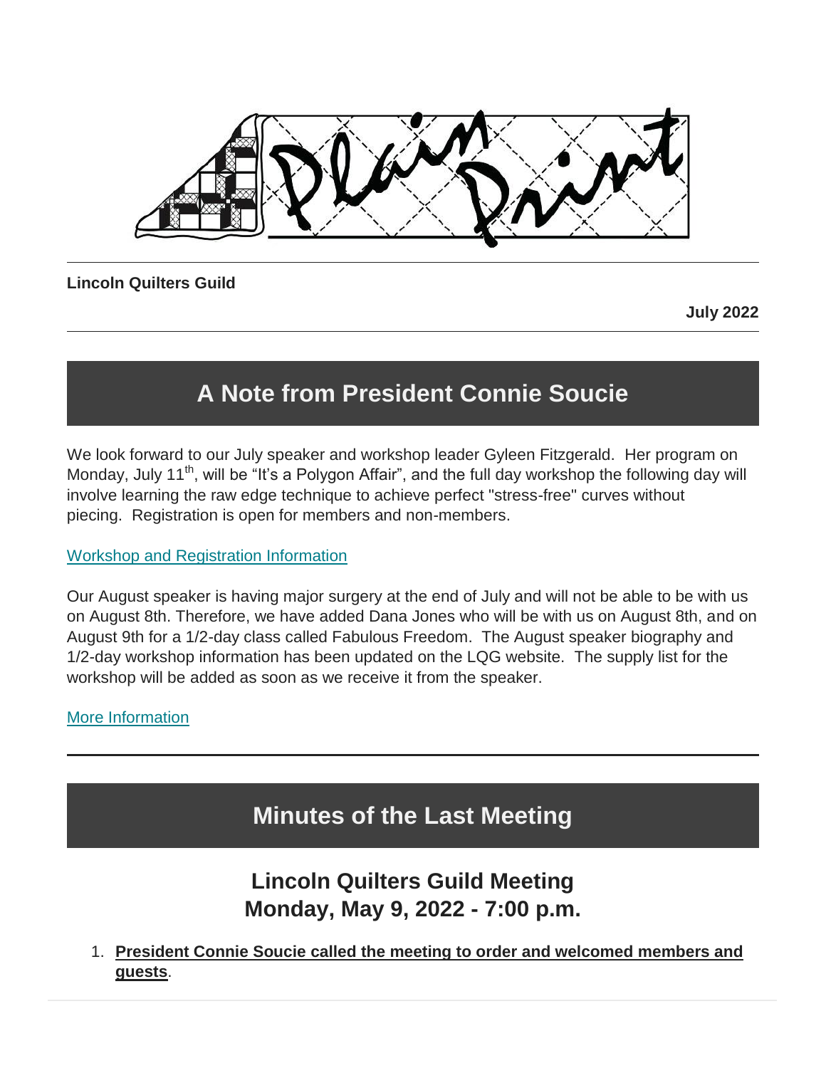Lincoln Quilters Guild

July 2022

## A Note from President Connie Soucie

We look forward to our July speaker and workshop leader Gyleen Fitzgerald. Her program on Monday, July 11th, will be "It's a Polygon Affair", and the full day workshop the following day will involve learning the raw edge technique to achieve perfect "stress-free" curves without piecing. Registration is open for members and non-members.

Workshop and Registration Information

Our August speaker is having major surgery at the end of July and will not be able to be with us on August 8th. Therefore, we have added Dana Jones who will be with us on August 8th, and on August 9th for a 1/2-day class called Fabulous Freedom. The August speaker biography and 1/2-day workshop information has been updated on the LQG website. The supply list for the workshop will be added as soon as we receive it from the speaker.

More Information

---

## Minutes of the Last Meeting

### Lincoln Quilters Guild Meeting
### Monday, May 9, 2022 - 7:00 p.m.

1. **President Connie Soucie called the meeting to order and welcomed members and guests**.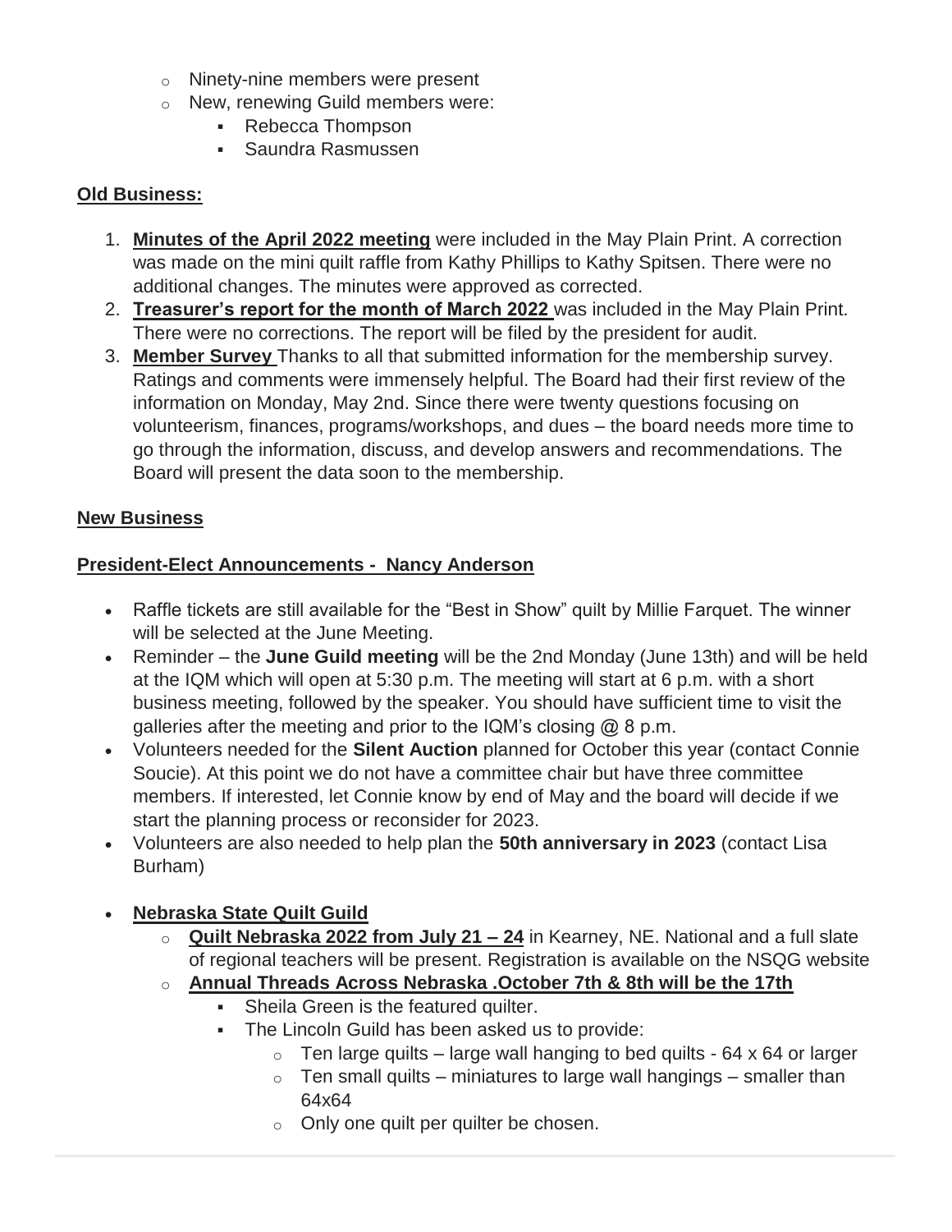- Ninety-nine members were present
- New, renewing Guild members were:
  - Rebecca Thompson
  - Saundra Rasmussen

**Old Business:**

1. **Minutes of the April 2022 meeting** were included in the May Plain Print. A correction was made on the mini quilt raffle from Kathy Phillips to Kathy Spitsen. There were no additional changes. The minutes were approved as corrected.
2. **Treasurer's report for the month of March 2022** was included in the May Plain Print. There were no corrections. The report will be filed by the president for audit.
3. **Member Survey** Thanks to all that submitted information for the membership survey. Ratings and comments were immensely helpful. The Board had their first review of the information on Monday, May 2nd. Since there were twenty questions focusing on volunteerism, finances, programs/workshops, and dues – the board needs more time to go through the information, discuss, and develop answers and recommendations. The Board will present the data soon to the membership.

**New Business**

**President-Elect Announcements - Nancy Anderson**

- Raffle tickets are still available for the "Best in Show" quilt by Millie Farquet. The winner will be selected at the June Meeting.
- Reminder – the **June Guild meeting** will be the 2nd Monday (June 13th) and will be held at the IQM which will open at 5:30 p.m. The meeting will start at 6 p.m. with a short business meeting, followed by the speaker. You should have sufficient time to visit the galleries after the meeting and prior to the IQM's closing @ 8 p.m.
- Volunteers needed for the **Silent Auction** planned for October this year (contact Connie Soucie). At this point we do not have a committee chair but have three committee members. If interested, let Connie know by end of May and the board will decide if we start the planning process or reconsider for 2023.
- Volunteers are also needed to help plan the **50th anniversary in 2023** (contact Lisa Burham)

- **Nebraska State Quilt Guild**
  - **Quilt Nebraska 2022 from July 21 – 24** in Kearney, NE. National and a full slate of regional teachers will be present. Registration is available on the NSQG website
  - **Annual Threads Across Nebraska .October 7th & 8th will be the 17th**
    - Sheila Green is the featured quilter.
    - The Lincoln Guild has been asked us to provide:
      - Ten large quilts – large wall hanging to bed quilts - 64 x 64 or larger
      - Ten small quilts – miniatures to large wall hangings – smaller than 64x64
      - Only one quilt per quilter be chosen.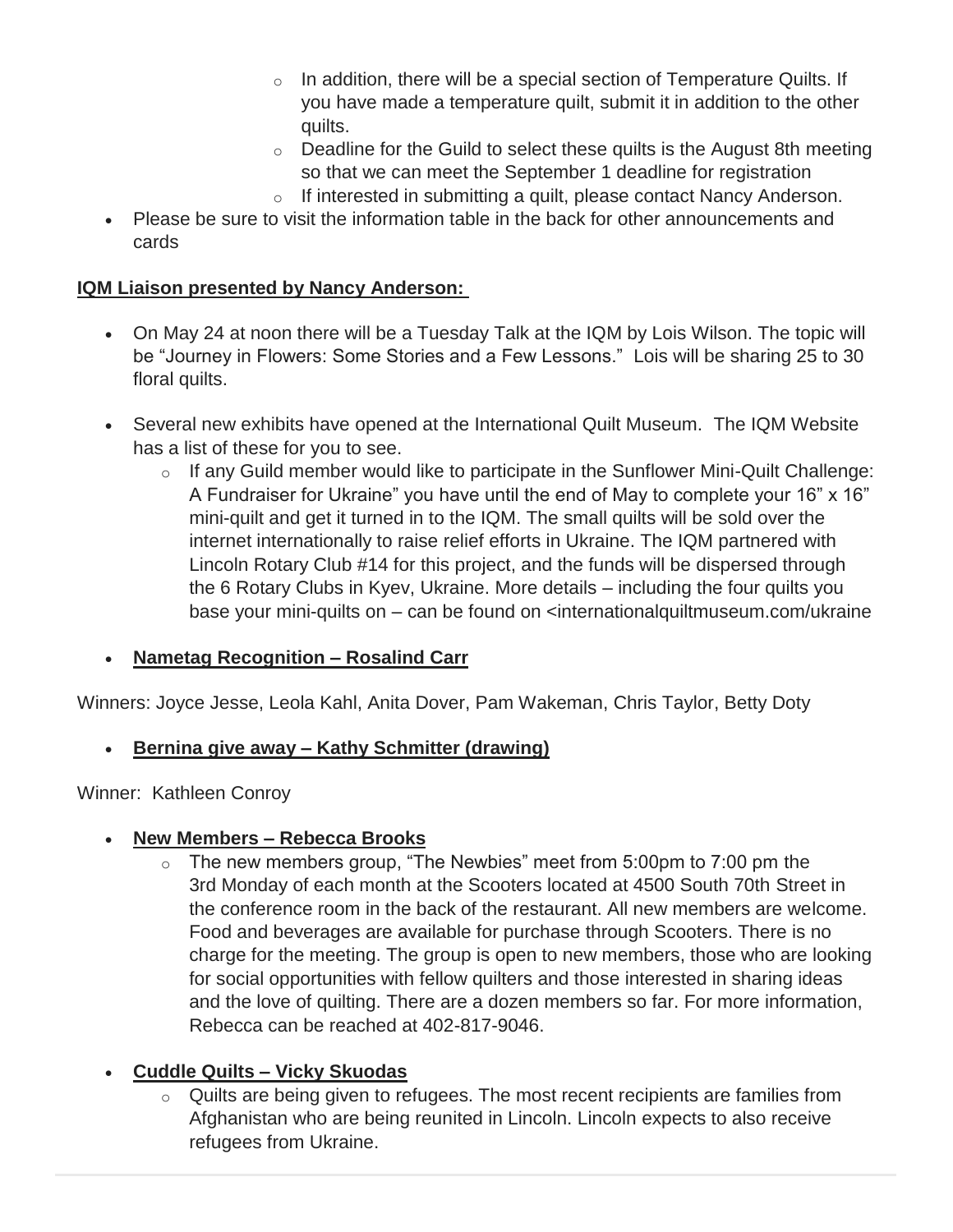- In addition, there will be a special section of Temperature Quilts. If you have made a temperature quilt, submit it in addition to the other quilts.
   - Deadline for the Guild to select these quilts is the August 8th meeting so that we can meet the September 1 deadline for registration
   - If interested in submitting a quilt, please contact Nancy Anderson.
- Please be sure to visit the information table in the back for other announcements and cards

**IQM Liaison presented by Nancy Anderson:**

- On May 24 at noon there will be a Tuesday Talk at the IQM by Lois Wilson. The topic will be "Journey in Flowers: Some Stories and a Few Lessons." Lois will be sharing 25 to 30 floral quilts.
- Several new exhibits have opened at the International Quilt Museum. The IQM Website has a list of these for you to see.
   - If any Guild member would like to participate in the Sunflower Mini-Quilt Challenge: A Fundraiser for Ukraine" you have until the end of May to complete your 16" x 16" mini-quilt and get it turned in to the IQM. The small quilts will be sold over the internet internationally to raise relief efforts in Ukraine. The IQM partnered with Lincoln Rotary Club #14 for this project, and the funds will be dispersed through the 6 Rotary Clubs in Kyev, Ukraine. More details – including the four quilts you base your mini-quilts on – can be found on <internationalquiltmuseum.com/ukraine

- **Nametag Recognition – Rosalind Carr**

Winners: Joyce Jesse, Leola Kahl, Anita Dover, Pam Wakeman, Chris Taylor, Betty Doty

- **Bernina give away – Kathy Schmitter (drawing)**

Winner: Kathleen Conroy

- **New Members – Rebecca Brooks**
   - The new members group, "The Newbies" meet from 5:00pm to 7:00 pm the 3rd Monday of each month at the Scooters located at 4500 South 70th Street in the conference room in the back of the restaurant. All new members are welcome. Food and beverages are available for purchase through Scooters. There is no charge for the meeting. The group is open to new members, those who are looking for social opportunities with fellow quilters and those interested in sharing ideas and the love of quilting. There are a dozen members so far. For more information, Rebecca can be reached at 402-817-9046.

- **Cuddle Quilts – Vicky Skuodas**
   - Quilts are being given to refugees. The most recent recipients are families from Afghanistan who are being reunited in Lincoln. Lincoln expects to also receive refugees from Ukraine.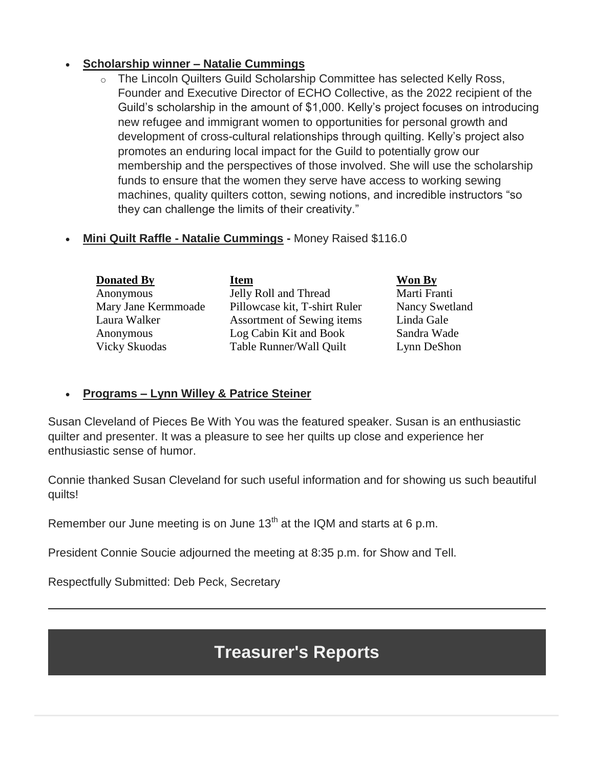- **Scholarship winner – Natalie Cummings**
    - The Lincoln Quilters Guild Scholarship Committee has selected Kelly Ross, Founder and Executive Director of ECHO Collective, as the 2022 recipient of the Guild's scholarship in the amount of $1,000. Kelly's project focuses on introducing new refugee and immigrant women to opportunities for personal growth and development of cross-cultural relationships through quilting. Kelly's project also promotes an enduring local impact for the Guild to potentially grow our membership and the perspectives of those involved. She will use the scholarship funds to ensure that the women they serve have access to working sewing machines, quality quilters cotton, sewing notions, and incredible instructors "so they can challenge the limits of their creativity."

- **Mini Quilt Raffle - Natalie Cummings -** Money Raised $116.0

| Donated By | Item | Won By |
|---|---|---|
| Anonymous | Jelly Roll and Thread | Marti Franti |
| Mary Jane Kermmoade | Pillowcase kit, T-shirt Ruler | Nancy Swetland |
| Laura Walker | Assortment of Sewing items | Linda Gale |
| Anonymous | Log Cabin Kit and Book | Sandra Wade |
| Vicky Skuodas | Table Runner/Wall Quilt | Lynn DeShon |

- **Programs – Lynn Willey & Patrice Steiner**

Susan Cleveland of Pieces Be With You was the featured speaker. Susan is an enthusiastic quilter and presenter. It was a pleasure to see her quilts up close and experience her enthusiastic sense of humor.

Connie thanked Susan Cleveland for such useful information and for showing us such beautiful quilts!

Remember our June meeting is on June 13th at the IQM and starts at 6 p.m.

President Connie Soucie adjourned the meeting at 8:35 p.m. for Show and Tell.

Respectfully Submitted: Deb Peck, Secretary

---

## Treasurer's Reports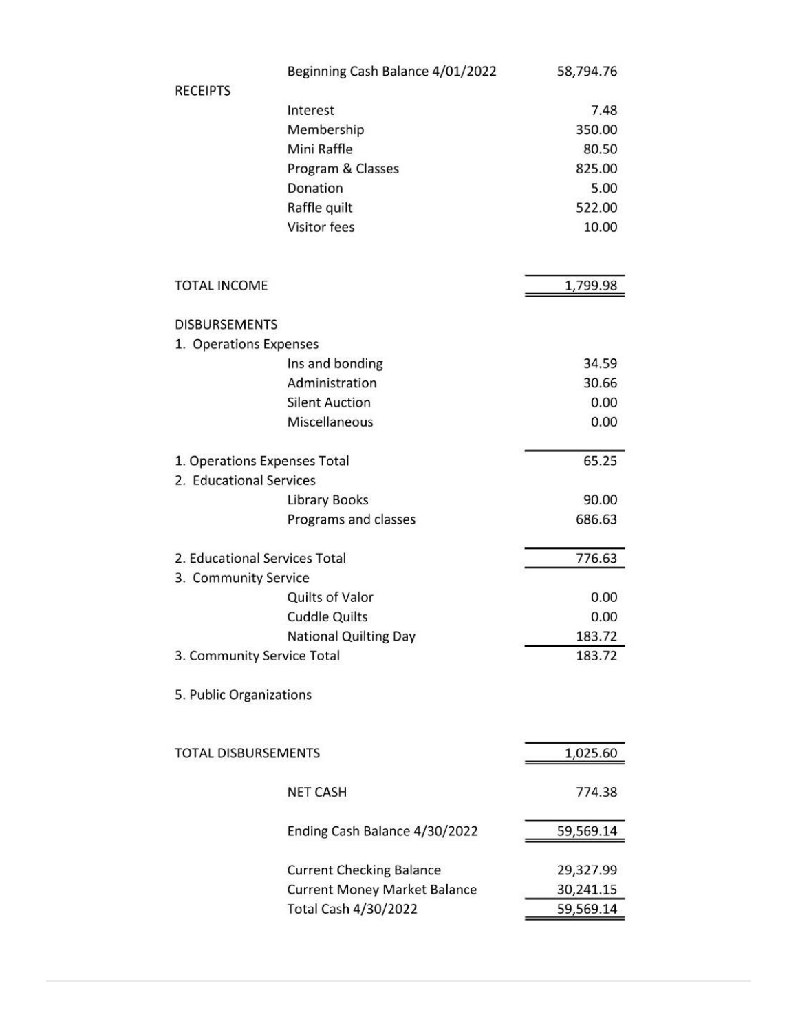| | | |
|---|---|---|
| | Beginning Cash Balance 4/01/2022 | 58,794.76 |
| RECEIPTS | | |
| | Interest | 7.48 |
| | Membership | 350.00 |
| | Mini Raffle | 80.50 |
| | Program & Classes | 825.00 |
| | Donation | 5.00 |
| | Raffle quilt | 522.00 |
| | Visitor fees | 10.00 |
| TOTAL INCOME | | 1,799.98 |
| DISBURSEMENTS | | |
| 1. Operations Expenses | | |
| | Ins and bonding | 34.59 |
| | Administration | 30.66 |
| | Silent Auction | 0.00 |
| | Miscellaneous | 0.00 |
| 1. Operations Expenses Total | | 65.25 |
| 2. Educational Services | | |
| | Library Books | 90.00 |
| | Programs and classes | 686.63 |
| 2. Educational Services Total | | 776.63 |
| 3. Community Service | | |
| | Quilts of Valor | 0.00 |
| | Cuddle Quilts | 0.00 |
| | National Quilting Day | 183.72 |
| 3. Community Service Total | | 183.72 |
| 5. Public Organizations | | |
| TOTAL DISBURSEMENTS | | 1,025.60 |
| | NET CASH | 774.38 |
| | Ending Cash Balance 4/30/2022 | 59,569.14 |
| | Current Checking Balance | 29,327.99 |
| | Current Money Market Balance | 30,241.15 |
| | Total Cash 4/30/2022 | 59,569.14 |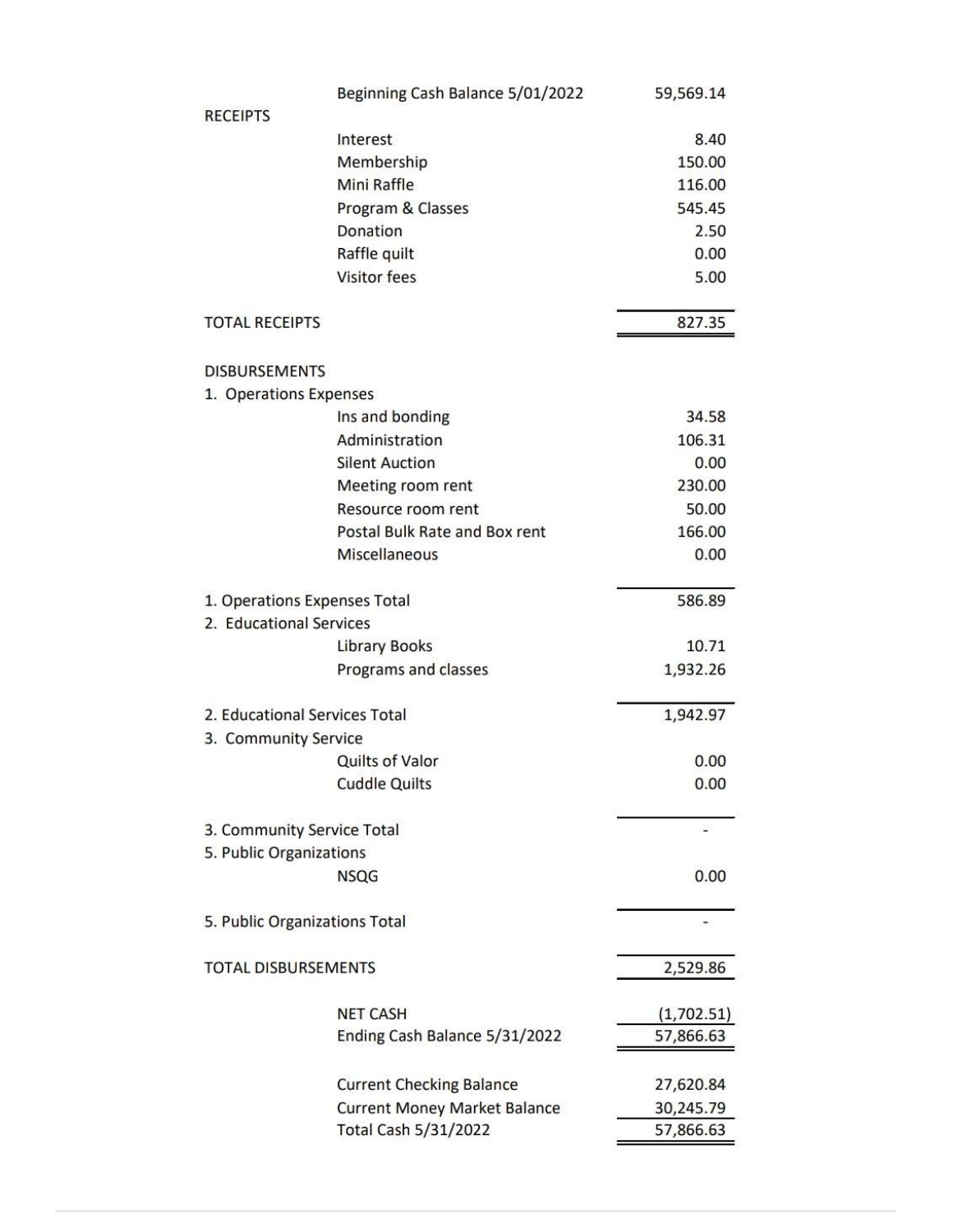| | | |
|---|---|---|
| | Beginning Cash Balance 5/01/2022 | 59,569.14 |
| RECEIPTS | | |
| | Interest | 8.40 |
| | Membership | 150.00 |
| | Mini Raffle | 116.00 |
| | Program & Classes | 545.45 |
| | Donation | 2.50 |
| | Raffle quilt | 0.00 |
| | Visitor fees | 5.00 |
| TOTAL RECEIPTS | | 827.35 |
| DISBURSEMENTS | | |
| 1. Operations Expenses | | |
| | Ins and bonding | 34.58 |
| | Administration | 106.31 |
| | Silent Auction | 0.00 |
| | Meeting room rent | 230.00 |
| | Resource room rent | 50.00 |
| | Postal Bulk Rate and Box rent | 166.00 |
| | Miscellaneous | 0.00 |
| 1. Operations Expenses Total | | 586.89 |
| 2. Educational Services | | |
| | Library Books | 10.71 |
| | Programs and classes | 1,932.26 |
| 2. Educational Services Total | | 1,942.97 |
| 3. Community Service | | |
| | Quilts of Valor | 0.00 |
| | Cuddle Quilts | 0.00 |
| 3. Community Service Total | | - |
| 5. Public Organizations | | |
| | NSQG | 0.00 |
| 5. Public Organizations Total | | - |
| TOTAL DISBURSEMENTS | | 2,529.86 |
| | NET CASH | (1,702.51) |
| | Ending Cash Balance 5/31/2022 | 57,866.63 |
| | Current Checking Balance | 27,620.84 |
| | Current Money Market Balance | 30,245.79 |
| | Total Cash 5/31/2022 | 57,866.63 |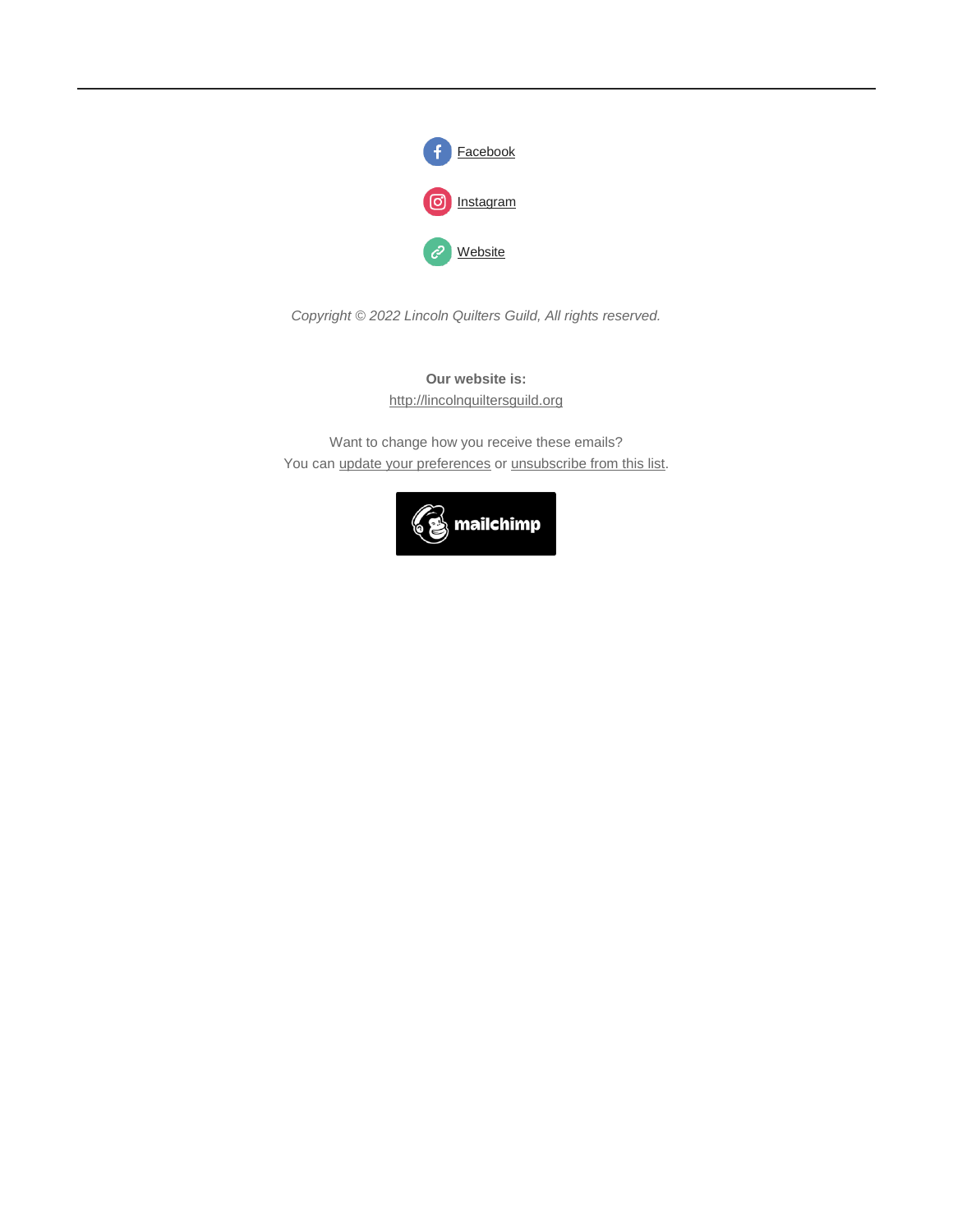---

Facebook

Instagram

Website

*Copyright © 2022 Lincoln Quilters Guild, All rights reserved.*

**Our website is:**
http://lincolnquiltersguild.org

Want to change how you receive these emails?
You can update your preferences or unsubscribe from this list.

mailchimp